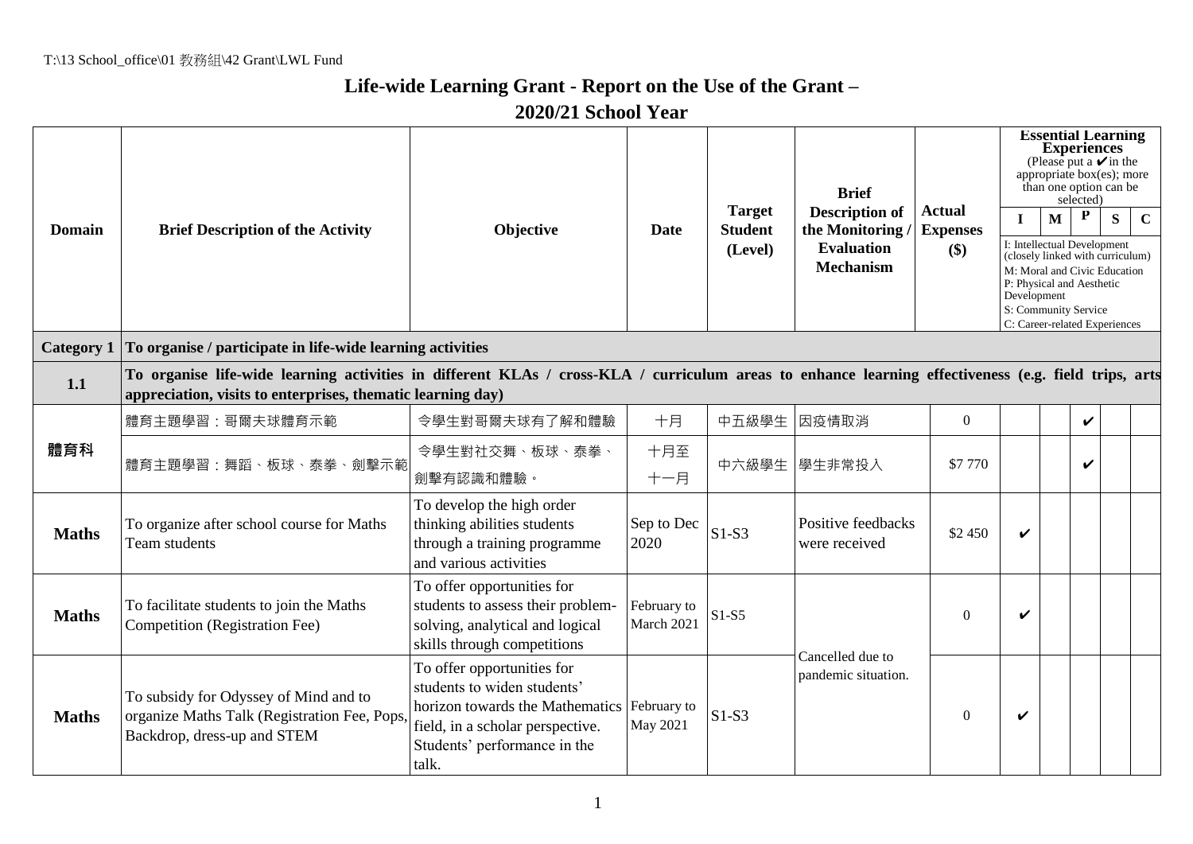T:\13 School_office\01 教務組\42 Grant\LWL Fund

# Life-wide Learning Grant - Report on the Use of the Grant – 2020/21 School Year

| Domain | Brief Description of the Activity | Objective | Date | Target Student (Level) | Brief Description of the Monitoring / Evaluation Mechanism | Actual Expenses ($) | Essential Learning Experiences (Please put a ✔ in the appropriate box(es); more than one option can be selected) I: Intellectual Development (closely linked with curriculum) M: Moral and Civic Education P: Physical and Aesthetic Development S: Community Service C: Career-related Experiences | | | | |
|---|---|---|---|---|---|---|---|---|---|---|---|
| | | | | | | | I | M | P | S | C |
| **Category 1** | **To organise / participate in life-wide learning activities** | | | | | | | | | | |
| **1.1** | **To organise life-wide learning activities in different KLAs / cross-KLA / curriculum areas to enhance learning effectiveness (e.g. field trips, arts appreciation, visits to enterprises, thematic learning day)** | | | | | | | | | | |
| **體育科** | 體育主題學習：哥爾夫球體育示範 | 令學生對哥爾夫球有了解和體驗 | 十月 | 中五級學生 | 因疫情取消 | 0 | | | ✔ | | |
| **體育科** | 體育主題學習：舞蹈、板球、泰拳、劍擊示範 | 令學生對社交舞、板球、泰拳、劍擊有認識和體驗。 | 十月至十一月 | 中六級學生 | 學生非常投入 | $7 770 | | | ✔ | | |
| **Maths** | To organize after school course for Maths Team students | To develop the high order thinking abilities students through a training programme and various activities | Sep to Dec 2020 | S1-S3 | Positive feedbacks were received | $2 450 | ✔ | | | | |
| **Maths** | To facilitate students to join the Maths Competition (Registration Fee) | To offer opportunities for students to assess their problem-solving, analytical and logical skills through competitions | February to March 2021 | S1-S5 | Cancelled due to pandemic situation. | 0 | ✔ | | | | |
| **Maths** | To subsidy for Odyssey of Mind and to organize Maths Talk (Registration Fee, Pops, Backdrop, dress-up and STEM | To offer opportunities for students to widen students' horizon towards the Mathematics field, in a scholar perspective. Students' performance in the talk. | February to May 2021 | S1-S3 | Cancelled due to pandemic situation. | 0 | ✔ | | | | |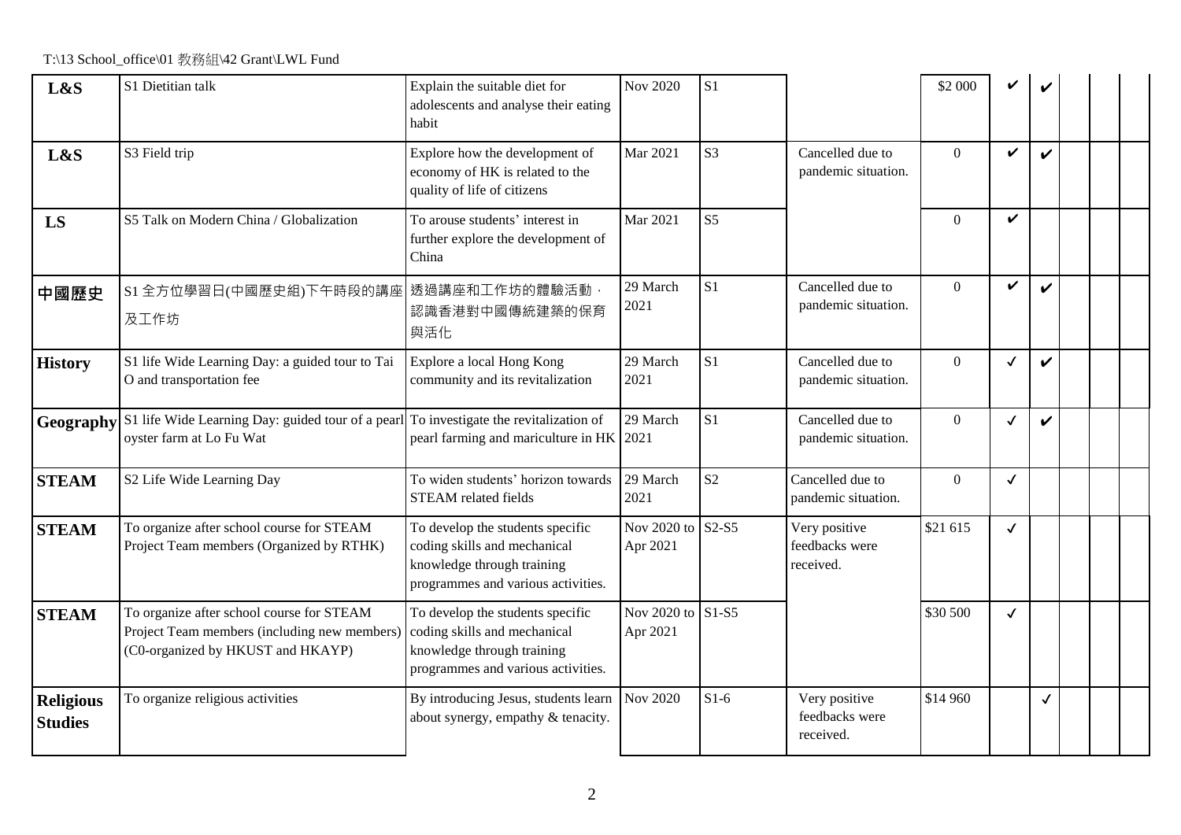| | | | | | | | | | | | | |
|---|---|---|---|---|---|---|---|---|---|---|---|---|
| **L&S** | S1 Dietitian talk | Explain the suitable diet for adolescents and analyse their eating habit | Nov 2020 | S1 | | $2 000 | ✔ | ✔ | | | | |
| **L&S** | S3 Field trip | Explore how the development of economy of HK is related to the quality of life of citizens | Mar 2021 | S3 | Cancelled due to pandemic situation. | 0 | ✔ | ✔ | | | | |
| **LS** | S5 Talk on Modern China / Globalization | To arouse students' interest in further explore the development of China | Mar 2021 | S5 | | 0 | ✔ | | | | | |
| **中國歷史** | S1 全方位學習日(中國歷史組)下午時段的講座及工作坊 | 透過講座和工作坊的體驗活動，認識香港對中國傳統建築的保育與活化 | 29 March 2021 | S1 | Cancelled due to pandemic situation. | 0 | ✔ | ✔ | | | | |
| **History** | S1 life Wide Learning Day: a guided tour to Tai O and transportation fee | Explore a local Hong Kong community and its revitalization | 29 March 2021 | S1 | Cancelled due to pandemic situation. | 0 | ✓ | ✔ | | | | |
| **Geography** | S1 life Wide Learning Day: guided tour of a pearl oyster farm at Lo Fu Wat | To investigate the revitalization of pearl farming and mariculture in HK | 29 March 2021 | S1 | Cancelled due to pandemic situation. | 0 | ✓ | ✔ | | | | |
| **STEAM** | S2 Life Wide Learning Day | To widen students' horizon towards STEAM related fields | 29 March 2021 | S2 | Cancelled due to pandemic situation. | 0 | ✓ | | | | | |
| **STEAM** | To organize after school course for STEAM Project Team members (Organized by RTHK) | To develop the students specific coding skills and mechanical knowledge through training programmes and various activities. | Nov 2020 to Apr 2021 | S2-S5 | Very positive feedbacks were received. | $21 615 | ✓ | | | | | |
| **STEAM** | To organize after school course for STEAM Project Team members (including new members) (C0-organized by HKUST and HKAYP) | To develop the students specific coding skills and mechanical knowledge through training programmes and various activities. | Nov 2020 to Apr 2021 | S1-S5 | | $30 500 | ✓ | | | | | |
| **Religious Studies** | To organize religious activities | By introducing Jesus, students learn about synergy, empathy & tenacity. | Nov 2020 | S1-6 | Very positive feedbacks were received. | $14 960 | | ✓ | | | | |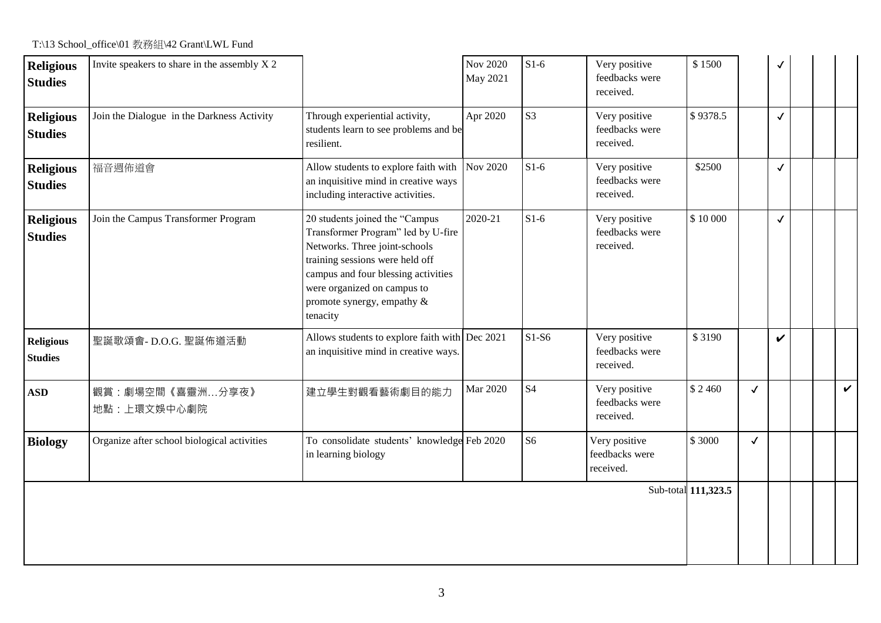| | | | | | | | | | | | |
|---|---|---|---|---|---|---|---|---|---|---|---|
| **Religious Studies** | Invite speakers to share in the assembly X 2 | | Nov 2020 May 2021 | S1-6 | Very positive feedbacks were received. | $ 1500 | | ✓ | | | |
| **Religious Studies** | Join the Dialogue in the Darkness Activity | Through experiential activity, students learn to see problems and be resilient. | Apr 2020 | S3 | Very positive feedbacks were received. | $ 9378.5 | | ✓ | | | |
| **Religious Studies** | 福音週佈道會 | Allow students to explore faith with an inquisitive mind in creative ways including interactive activities. | Nov 2020 | S1-6 | Very positive feedbacks were received. | $2500 | | ✓ | | | |
| **Religious Studies** | Join the Campus Transformer Program | 20 students joined the "Campus Transformer Program" led by U-fire Networks. Three joint-schools training sessions were held off campus and four blessing activities were organized on campus to promote synergy, empathy & tenacity | 2020-21 | S1-6 | Very positive feedbacks were received. | $ 10 000 | | ✓ | | | |
| **Religious Studies** | 聖誕歌頌會- D.O.G. 聖誕佈道活動 | Allows students to explore faith with an inquisitive mind in creative ways. | Dec 2021 | S1-S6 | Very positive feedbacks were received. | $ 3190 | | ✔ | | | |
| **ASD** | 觀賞：劇場空間《喜靈洲…分享夜》<br>地點：上環文娛中心劇院 | 建立學生對觀看藝術劇目的能力 | Mar 2020 | S4 | Very positive feedbacks were received. | $ 2 460 | ✓ | | | | ✔ |
| **Biology** | Organize after school biological activities | To consolidate students' knowledge in learning biology | Feb 2020 | S6 | Very positive feedbacks were received. | $ 3000 | ✓ | | | | |
| | | | | | Sub-total | **111,323.5** | | | | | |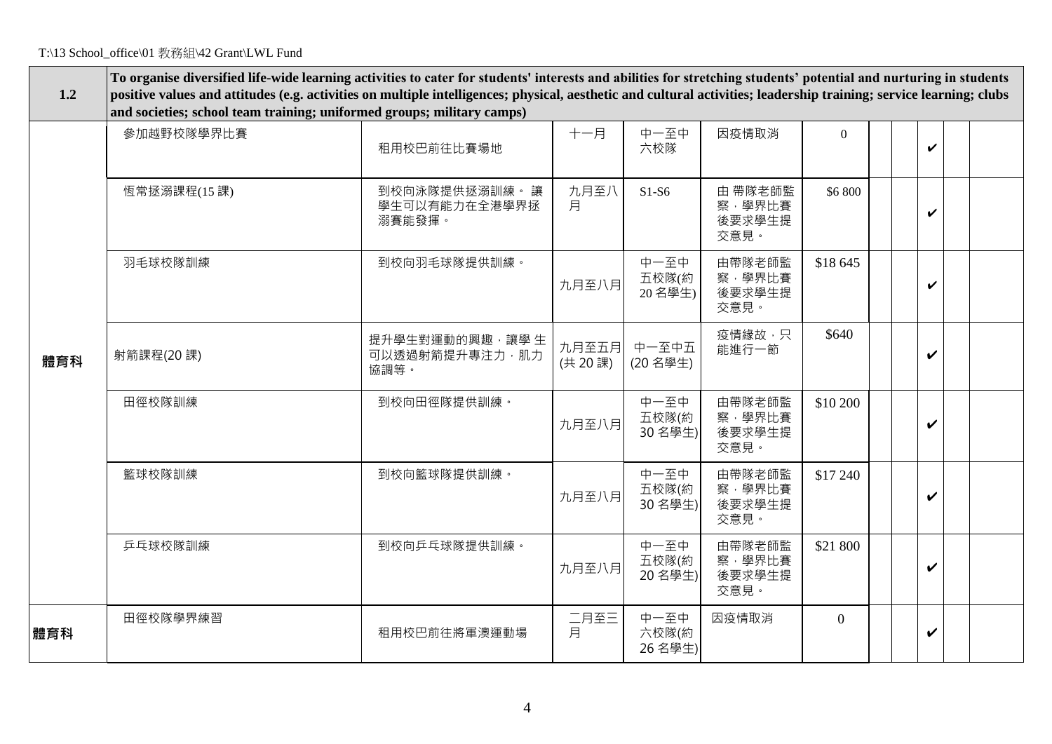| | | | | | | | | | | | |
|---|---|---|---|---|---|---|---|---|---|---|---|
| 1.2 | To organise diversified life-wide learning activities to cater for students' interests and abilities for stretching students' potential and nurturing in students positive values and attitudes (e.g. activities on multiple intelligences; physical, aesthetic and cultural activities; leadership training; service learning; clubs and societies; school team training; uniformed groups; military camps) | | | | | | | | | | |
| 體育科 | 參加越野校隊學界比賽 | 租用校巴前往比賽場地 | 十一月 | 中一至中六校隊 | 因疫情取消 | 0 | | | ✔ | | |
| | 恆常拯溺課程(15 課) | 到校向泳隊提供拯溺訓練。 讓學生可以有能力在全港學界拯溺賽能發揮。 | 九月至八月 | S1-S6 | 由 帶隊老師監察，學界比賽後要求學生提交意見。 | $6 800 | | | ✔ | | |
| | 羽毛球校隊訓練 | 到校向羽毛球隊提供訓練。 | 九月至八月 | 中一至中五校隊(約 20 名學生) | 由帶隊老師監察，學界比賽後要求學生提交意見。 | $18 645 | | | ✔ | | |
| | 射箭課程(20 課) | 提升學生對運動的興趣，讓學 生可以透過射箭提升專注力，肌力協調等。 | 九月至五月(共 20 課) | 中一至中五(20 名學生) | 疫情緣故，只能進行一節 | $640 | | | ✔ | | |
| | 田徑校隊訓練 | 到校向田徑隊提供訓練。 | 九月至八月 | 中一至中五校隊(約 30 名學生) | 由帶隊老師監察，學界比賽後要求學生提交意見。 | $10 200 | | | ✔ | | |
| | 籃球校隊訓練 | 到校向籃球隊提供訓練。 | 九月至八月 | 中一至中五校隊(約 30 名學生) | 由帶隊老師監察，學界比賽後要求學生提交意見。 | $17 240 | | | ✔ | | |
| | 乒乓球校隊訓練 | 到校向乒乓球隊提供訓練。 | 九月至八月 | 中一至中五校隊(約 20 名學生) | 由帶隊老師監察，學界比賽後要求學生提交意見。 | $21 800 | | | ✔ | | |
| 體育科 | 田徑校隊學界練習 | 租用校巴前往將軍澳運動場 | 二月至三月 | 中一至中六校隊(約 26 名學生) | 因疫情取消 | 0 | | | ✔ | | |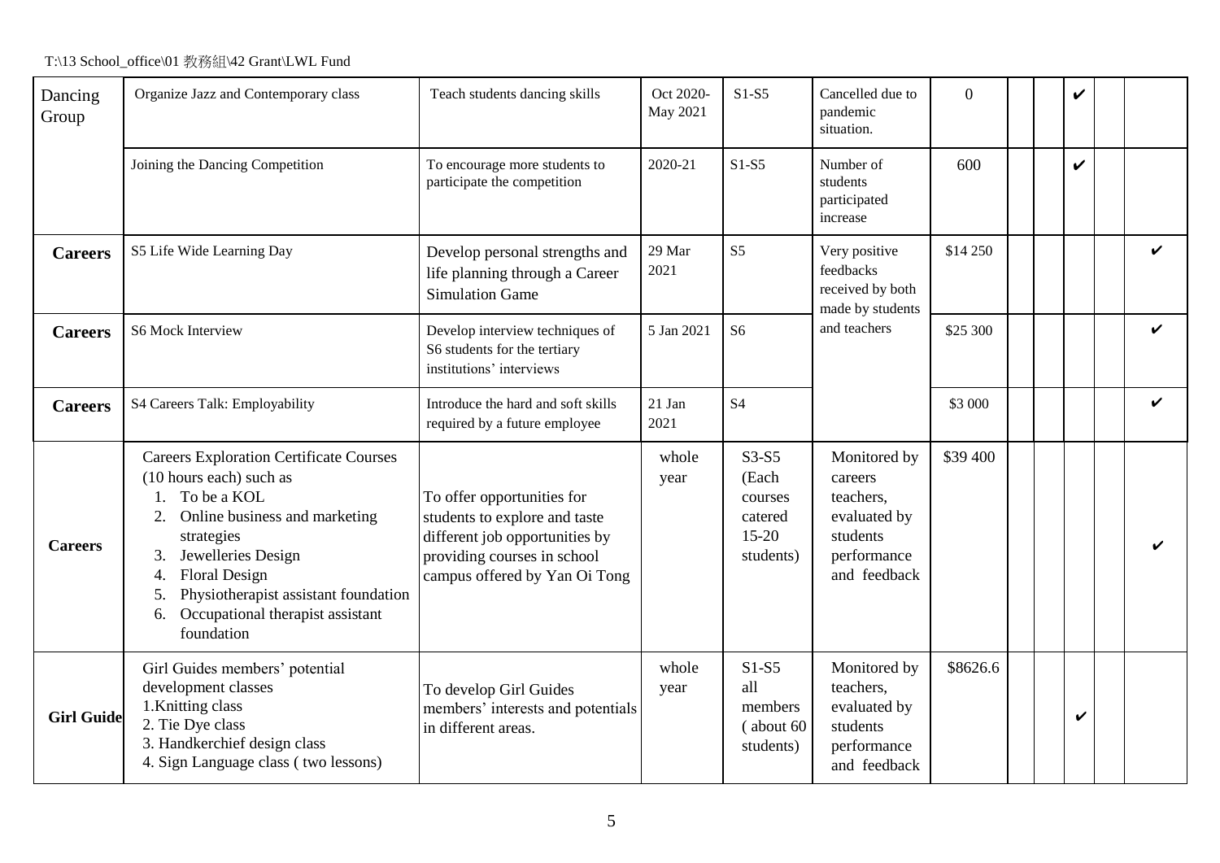| | | | | | | | | | | | |
|---|---|---|---|---|---|---|---|---|---|---|---|
| Dancing Group | Organize Jazz and Contemporary class | Teach students dancing skills | Oct 2020-May 2021 | S1-S5 | Cancelled due to pandemic situation. | 0 | | | ✔ | | |
| | Joining the Dancing Competition | To encourage more students to participate the competition | 2020-21 | S1-S5 | Number of students participated increase | 600 | | | ✔ | | |
| **Careers** | S5 Life Wide Learning Day | Develop personal strengths and life planning through a Career Simulation Game | 29 Mar 2021 | S5 | Very positive feedbacks received by both made by students and teachers | $14 250 | | | | | ✔ |
| **Careers** | S6 Mock Interview | Develop interview techniques of S6 students for the tertiary institutions' interviews | 5 Jan 2021 | S6 | | $25 300 | | | | | ✔ |
| **Careers** | S4 Careers Talk: Employability | Introduce the hard and soft skills required by a future employee | 21 Jan 2021 | S4 | | $3 000 | | | | | ✔ |
| **Careers** | Careers Exploration Certificate Courses (10 hours each) such as<br>1. To be a KOL<br>2. Online business and marketing strategies<br>3. Jewelleries Design<br>4. Floral Design<br>5. Physiotherapist assistant foundation<br>6. Occupational therapist assistant foundation | To offer opportunities for students to explore and taste different job opportunities by providing courses in school campus offered by Yan Oi Tong | whole year | S3-S5 (Each courses catered 15-20 students) | Monitored by careers teachers, evaluated by students performance and feedback | $39 400 | | | | | ✔ |
| **Girl Guide** | Girl Guides members' potential development classes<br>1.Knitting class<br>2. Tie Dye class<br>3. Handkerchief design class<br>4. Sign Language class ( two lessons) | To develop Girl Guides members' interests and potentials in different areas. | whole year | S1-S5 all members ( about 60 students) | Monitored by teachers, evaluated by students performance and feedback | $8626.6 | | | ✔ | | |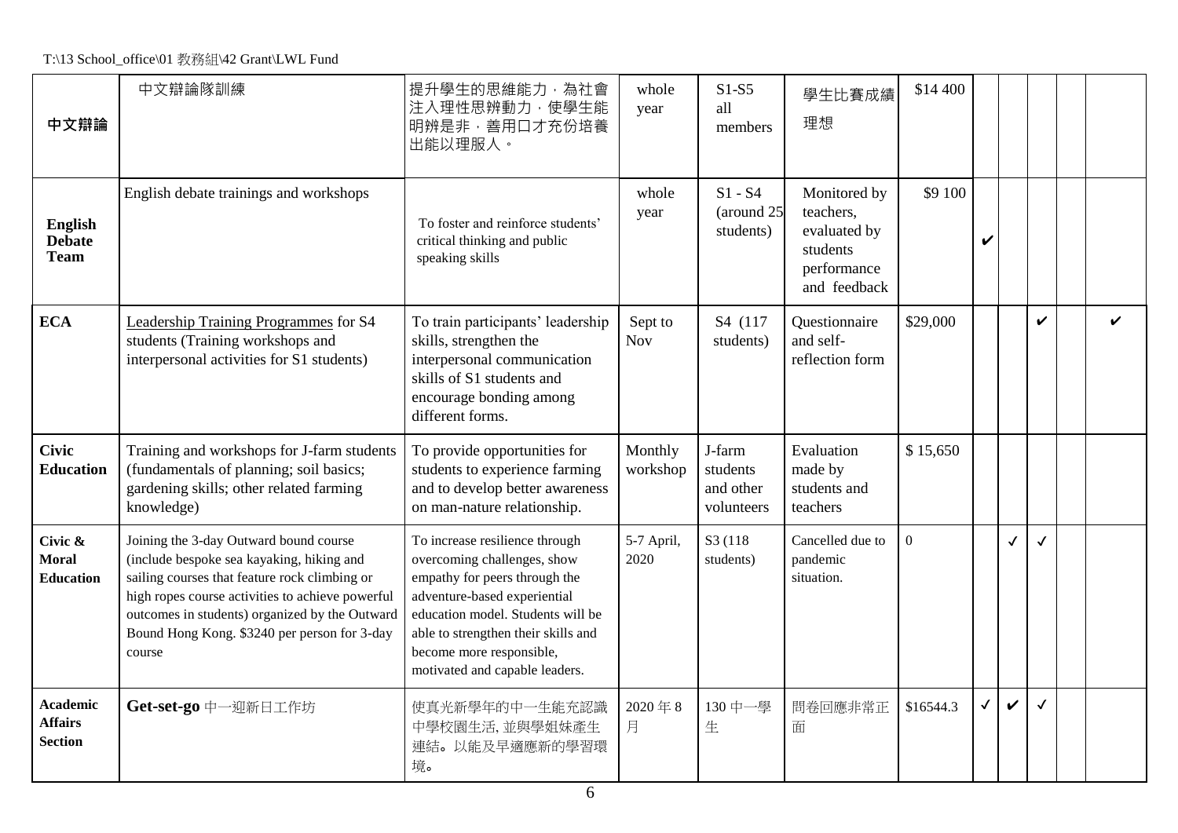| | | | | | | | | | | | |
|---|---|---|---|---|---|---|---|---|---|---|---|
| **中文辯論** | 中文辯論隊訓練 | 提升學生的思維能力，為社會注入理性思辨動力，使學生能明辨是非，善用口才充份培養出能以理服人。 | whole year | S1-S5 all members | 學生比賽成績理想 | $14 400 | | | | | |
| **English Debate Team** | English debate trainings and workshops | To foster and reinforce students' critical thinking and public speaking skills | whole year | S1 - S4 (around 25 students) | Monitored by teachers, evaluated by students performance and feedback | $9 100 | ✔ | | | | |
| **ECA** | Leadership Training Programmes for S4 students (Training workshops and interpersonal activities for S1 students) | To train participants' leadership skills, strengthen the interpersonal communication skills of S1 students and encourage bonding among different forms. | Sept to Nov | S4 (117 students) | Questionnaire and self-reflection form | $29,000 | | | ✔ | | ✔ |
| **Civic Education** | Training and workshops for J-farm students (fundamentals of planning; soil basics; gardening skills; other related farming knowledge) | To provide opportunities for students to experience farming and to develop better awareness on man-nature relationship. | Monthly workshop | J-farm students and other volunteers | Evaluation made by students and teachers | $ 15,650 | | | | | |
| **Civic & Moral Education** | Joining the 3-day Outward bound course (include bespoke sea kayaking, hiking and sailing courses that feature rock climbing or high ropes course activities to achieve powerful outcomes in students) organized by the Outward Bound Hong Kong. $3240 per person for 3-day course | To increase resilience through overcoming challenges, show empathy for peers through the adventure-based experiential education model. Students will be able to strengthen their skills and become more responsible, motivated and capable leaders. | 5-7 April, 2020 | S3 (118 students) | Cancelled due to pandemic situation. | 0 | | ✓ | ✓ | | |
| **Academic Affairs Section** | **Get-set-go** 中一迎新日工作坊 | 使真光新學年的中一生能充認識中學校園生活, 並與學姐妹產生連結。以能及早適應新的學習環境。 | 2020 年 8 月 | 130 中一學生 | 問卷回應非常正面 | $16544.3 | ✓ | ✔ | ✓ | | |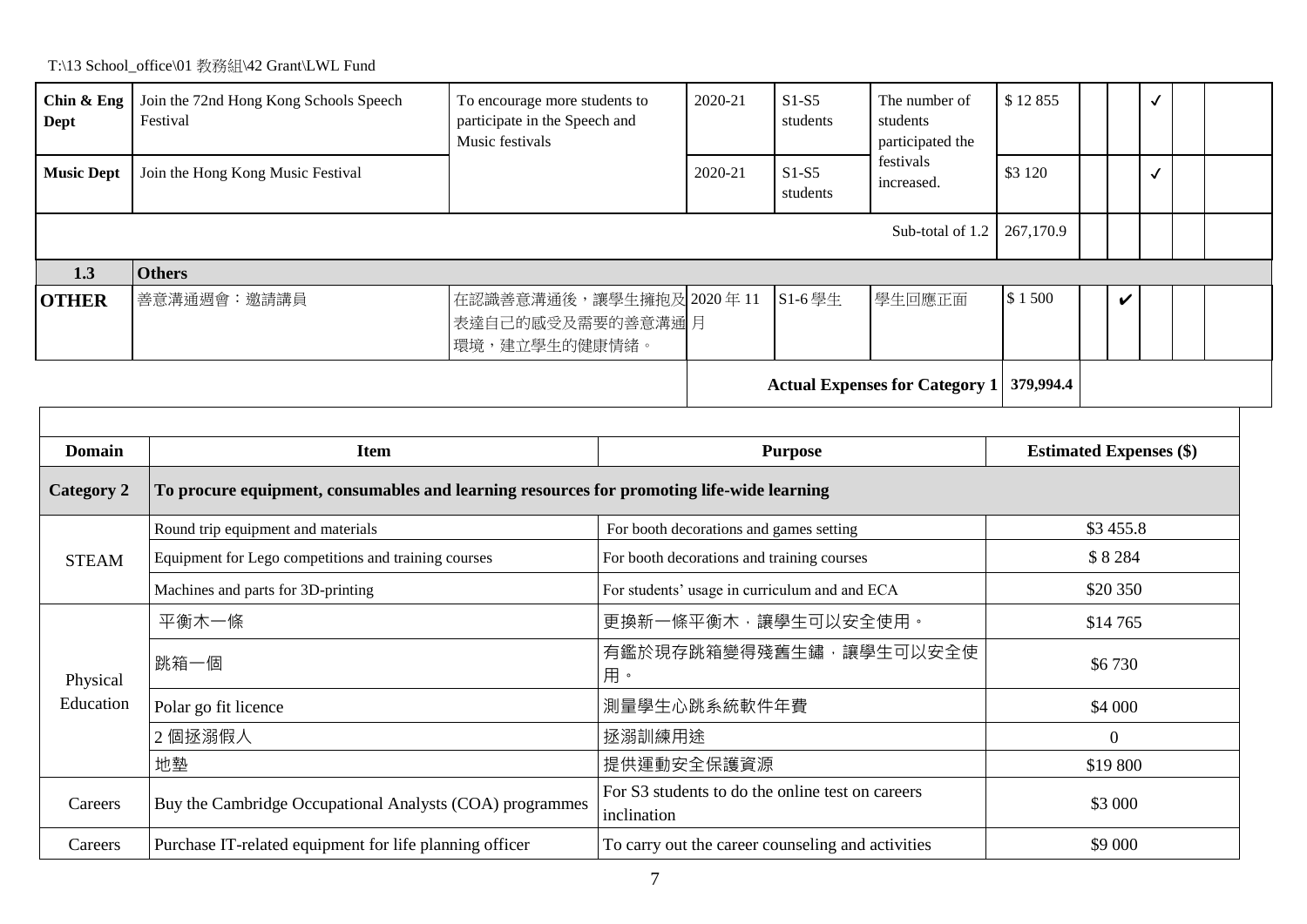T:\13 School_office\01 教務組\42 Grant\LWL Fund

| | | | | | | | | | | | |
|---|---|---|---|---|---|---|---|---|---|---|---|
| **Chin & Eng Dept** | Join the 72nd Hong Kong Schools Speech Festival | To encourage more students to participate in the Speech and Music festivals | 2020-21 | S1-S5 students | The number of students participated the festivals increased. | $ 12 855 | | | ✓ | | |
| **Music Dept** | Join the Hong Kong Music Festival | | 2020-21 | S1-S5 students | | $3 120 | | | ✓ | | |
| | | | | | Sub-total of 1.2 | 267,170.9 | | | | | |
| **1.3** | **Others** | | | | | | | | | | |
| **OTHER** | 善意溝通週會：邀請講員 | 在認識善意溝通後，讓學生擁抱及表達自己的感受及需要的善意溝通環境，建立學生的健康情緒。 | 2020 年 11 月 | S1-6 學生 | 學生回應正面 | $ 1 500 | | ✔ | | | |
| | | | | | **Actual Expenses for Category 1** | **379,994.4** | | | | | |

| Domain | Item | Purpose | Estimated Expenses ($) |
|---|---|---|---|
| **Category 2** | **To procure equipment, consumables and learning resources for promoting life-wide learning** | | |
| STEAM | Round trip equipment and materials | For booth decorations and games setting | $3 455.8 |
| | Equipment for Lego competitions and training courses | For booth decorations and training courses | $ 8 284 |
| | Machines and parts for 3D-printing | For students' usage in curriculum and and ECA | $20 350 |
| Physical Education | 平衡木一條 | 更換新一條平衡木，讓學生可以安全使用。 | $14 765 |
| | 跳箱一個 | 有鑑於現存跳箱變得殘舊生鏽，讓學生可以安全使用。 | $6 730 |
| | Polar go fit licence | 測量學生心跳系統軟件年費 | $4 000 |
| | 2 個拯溺假人 | 拯溺訓練用途 | 0 |
| | 地墊 | 提供運動安全保護資源 | $19 800 |
| Careers | Buy the Cambridge Occupational Analysts (COA) programmes | For S3 students to do the online test on careers inclination | $3 000 |
| Careers | Purchase IT-related equipment for life planning officer | To carry out the career counseling and activities | $9 000 |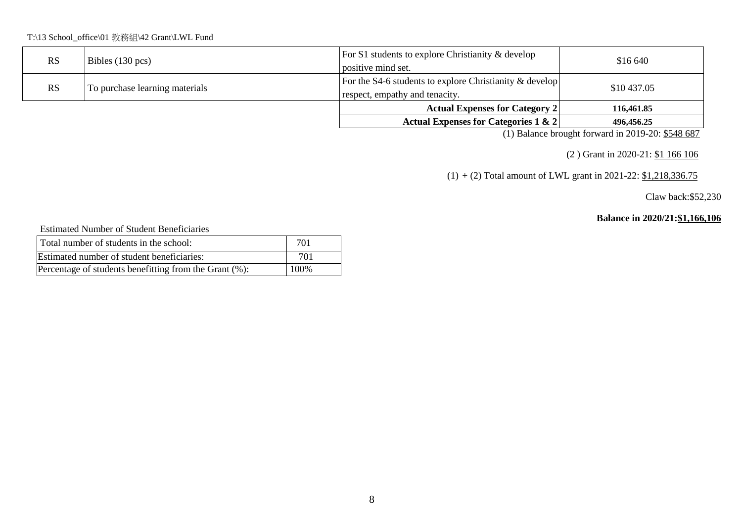T:\13 School_office\01 教務組\42 Grant\LWL Fund

| | | | |
|---|---|---|---|
| RS | Bibles (130 pcs) | For S1 students to explore Christianity & develop positive mind set. | $16 640 |
| RS | To purchase learning materials | For the S4-6 students to explore Christianity & develop respect, empathy and tenacity. | $10 437.05 |
| | | **Actual Expenses for Category 2** | **116,461.85** |
| | | **Actual Expenses for Categories 1 & 2** | **496,456.25** |

(1) Balance brought forward in 2019-20: $548 687

(2 ) Grant in 2020-21: $1 166 106

(1) + (2) Total amount of LWL grant in 2021-22: $1,218,336.75

Claw back:$52,230

**Balance in 2020/21:$1,166,106**

Estimated Number of Student Beneficiaries

| | |
|---|---|
| Total number of students in the school: | 701 |
| Estimated number of student beneficiaries: | 701 |
| Percentage of students benefitting from the Grant (%): | 100% |